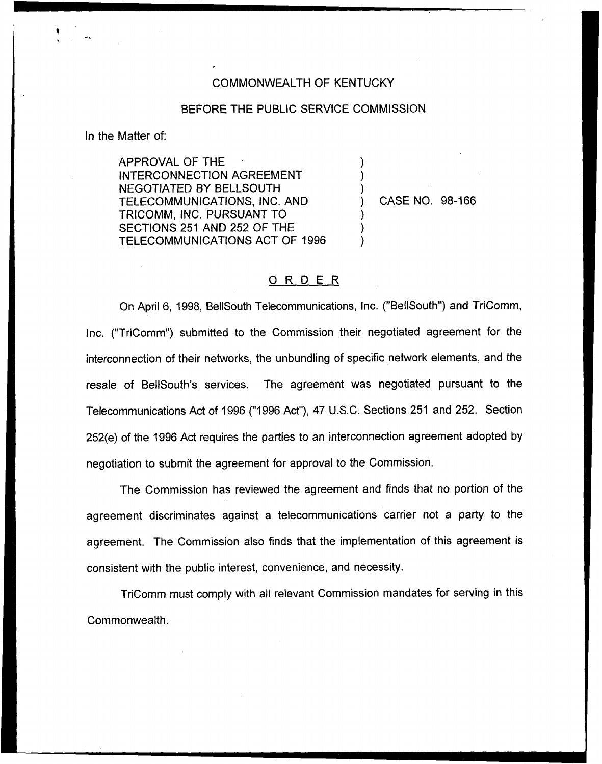COMMONWEALTH OF KENTUCKY

BEFORE THE PUBLIC SERVICE COMMISSION

In the Matter of:

APPROVAL OF THE INTERCONNECTION AGREEMENT NEGOTIATED BY BELLSOUTH TELECOMMUNICATIONS, INC. AND TRICOMM, INC. PURSUANT TO SECTIONS 251 AND 252 OF THE TELECOMMUNICATIONS ACT OF 1996 ) CASE NO. 98-166

## ORDER

On April 6, 1998, BellSouth Telecommunications, Inc. ("BellSouth") and TriComm, Inc. ("TriComm") submitted to the Commission their negotiated agreement for the interconnection of their networks, the unbundling of specific network elements, and the resale of BellSouth's services. The agreement was negotiated pursuant to the Telecommunications Act of 1996 ("1996 Act"), 47 U.S.C. Sections 251 and 252. Section 252(e) of the 1996 Act requires the parties to an interconnection agreement adopted by negotiation to submit the agreement for approval to the Commission.

The Commission has reviewed the agreement and finds that no portion of the agreement discriminates against a telecommunications carrier not a party to the agreement. The Commission also finds that the implementation of this agreement is consistent with the public interest, convenience, and necessity.

TriComm must comply with all relevant Commission mandates for serving in this Commonwealth.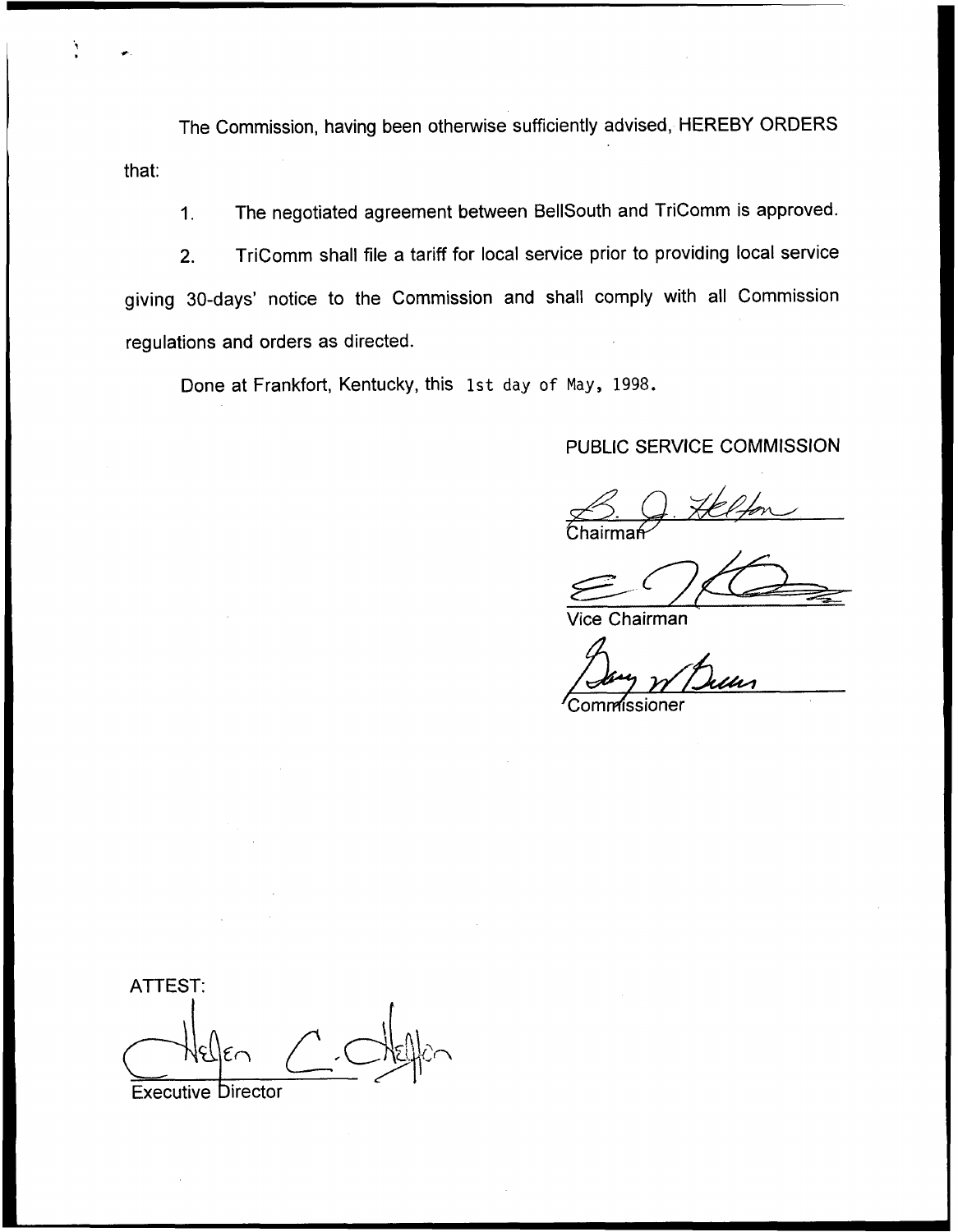The Commission, having been otherwise sufficiently advised, HEREBY ORDERS that:

1. The negotiated agreement between BellSouth and TriComm is approved.

2. TriComm shall file a tariff for local service prior to providing local service giving 30-days' notice to the Commission and shall comply with all Commission regulations and orders as directed.

Done at Frankfort, Kentucky, this 1st day of May, 1998.

PUBLIC SERVICE COMMISSION

Chairman

Vice Chairman

Commissioner

ATTEST:

Executive Director